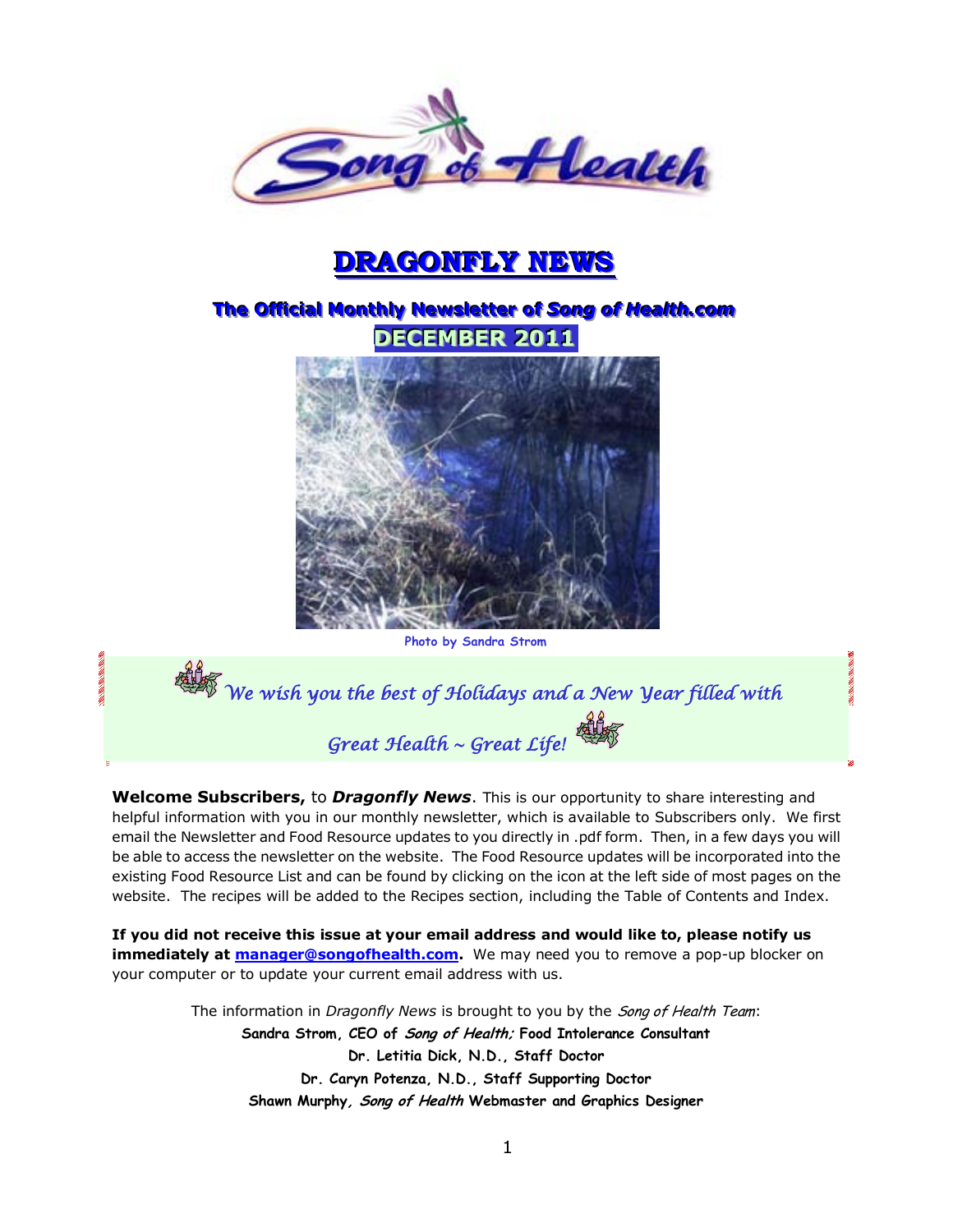# DRAGONFLY NEWS

## The Official Monthly Newsletter of *Song of Health.com*

**DECEMBER 2011**

Photo by Sandra Strom

*We wish you the best of Holidays and a New Year filled with Great Health ~ Great Life!*

**Welcome Subscribers,** to ***Dragonfly News***. This is our opportunity to share interesting and helpful information with you in our monthly newsletter, which is available to Subscribers only. We first email the Newsletter and Food Resource updates to you directly in .pdf form. Then, in a few days you will be able to access the newsletter on the website. The Food Resource updates will be incorporated into the existing Food Resource List and can be found by clicking on the icon at the left side of most pages on the website. The recipes will be added to the Recipes section, including the Table of Contents and Index.

**If you did not receive this issue at your email address and would like to, please notify us immediately at [manager@songofhealth.com](mailto:manager@songofhealth.com).** We may need you to remove a pop-up blocker on your computer or to update your current email address with us.

The information in *Dragonfly News* is brought to you by the *Song of Health Team*:

**Sandra Strom, CEO of *Song of Health;* Food Intolerance Consultant**
**Dr. Letitia Dick, N.D., Staff Doctor**
**Dr. Caryn Potenza, N.D., Staff Supporting Doctor**
**Shawn Murphy*, Song of Health* Webmaster and Graphics Designer**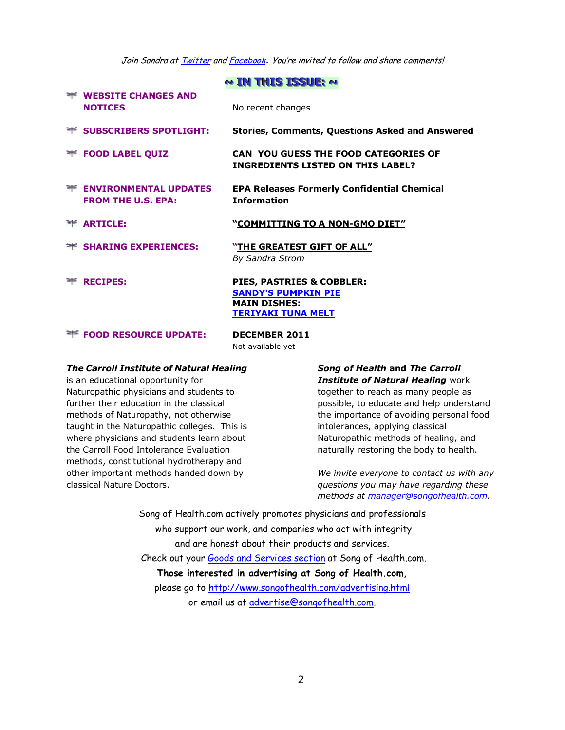*Join Sandra at Twitter and Facebook. You're invited to follow and share comments!*

## ~ IN THIS ISSUE: ~

| | |
|---|---|
| **WEBSITE CHANGES AND NOTICES** | No recent changes |
| **SUBSCRIBERS SPOTLIGHT:** | **Stories, Comments, Questions Asked and Answered** |
| **FOOD LABEL QUIZ** | **CAN YOU GUESS THE FOOD CATEGORIES OF INGREDIENTS LISTED ON THIS LABEL?** |
| **ENVIRONMENTAL UPDATES FROM THE U.S. EPA:** | **EPA Releases Formerly Confidential Chemical Information** |
| **ARTICLE:** | **"COMMITTING TO A NON-GMO DIET"** |
| **SHARING EXPERIENCES:** | **"THE GREATEST GIFT OF ALL"** *By Sandra Strom* |
| **RECIPES:** | **PIES, PASTRIES & COBBLER:** **SANDY'S PUMPKIN PIE** **MAIN DISHES:** **TERIYAKI TUNA MELT** |
| **FOOD RESOURCE UPDATE:** | **DECEMBER 2011** Not available yet |

***The Carroll Institute of Natural Healing*** is an educational opportunity for Naturopathic physicians and students to further their education in the classical methods of Naturopathy, not otherwise taught in the Naturopathic colleges. This is where physicians and students learn about the Carroll Food Intolerance Evaluation methods, constitutional hydrotherapy and other important methods handed down by classical Nature Doctors.

***Song of Health*** **and** ***The Carroll Institute of Natural Healing*** work together to reach as many people as possible, to educate and help understand the importance of avoiding personal food intolerances, applying classical Naturopathic methods of healing, and naturally restoring the body to health.

*We invite everyone to contact us with any questions you may have regarding these methods at manager@songofhealth.com.*

Song of Health.com actively promotes physicians and professionals who support our work, and companies who act with integrity and are honest about their products and services.
Check out your Goods and Services section at Song of Health.com.
**Those interested in advertising at Song of Health.com,**
please go to http://www.songofhealth.com/advertising.html
or email us at advertise@songofhealth.com.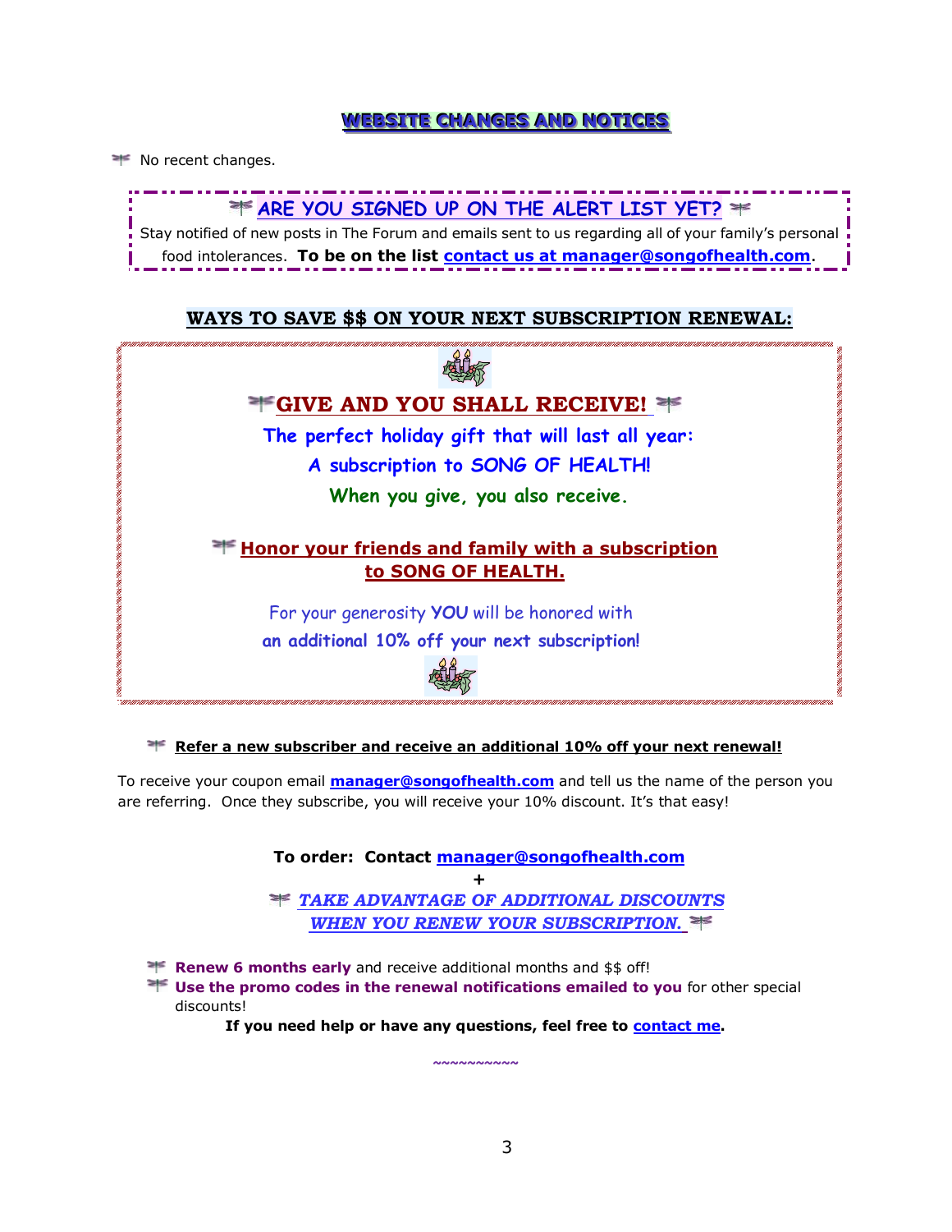## WEBSITE CHANGES AND NOTICES

- No recent changes.

---

**ARE YOU SIGNED UP ON THE ALERT LIST YET?**

Stay notified of new posts in The Forum and emails sent to us regarding all of your family's personal food intolerances. **To be on the list contact us at manager@songofhealth.com**.

---

## WAYS TO SAVE $$ ON YOUR NEXT SUBSCRIPTION RENEWAL:

**GIVE AND YOU SHALL RECEIVE!**

**The perfect holiday gift that will last all year:**

**A subscription to SONG OF HEALTH!**

**When you give, you also receive.**

**Honor your friends and family with a subscription to SONG OF HEALTH.**

For your generosity **YOU** will be honored with
**an additional 10% off your next subscription!**

---

- **Refer a new subscriber and receive an additional 10% off your next renewal!**

To receive your coupon email **manager@songofhealth.com** and tell us the name of the person you are referring. Once they subscribe, you will receive your 10% discount. It's that easy!

**To order: Contact manager@songofhealth.com**

**+**

***TAKE ADVANTAGE OF ADDITIONAL DISCOUNTS WHEN YOU RENEW YOUR SUBSCRIPTION.***

- **Renew 6 months early** and receive additional months and $$ off!
- **Use the promo codes in the renewal notifications emailed to you** for other special discounts!

**If you need help or have any questions, feel free to contact me.**

~~~~~~~~~~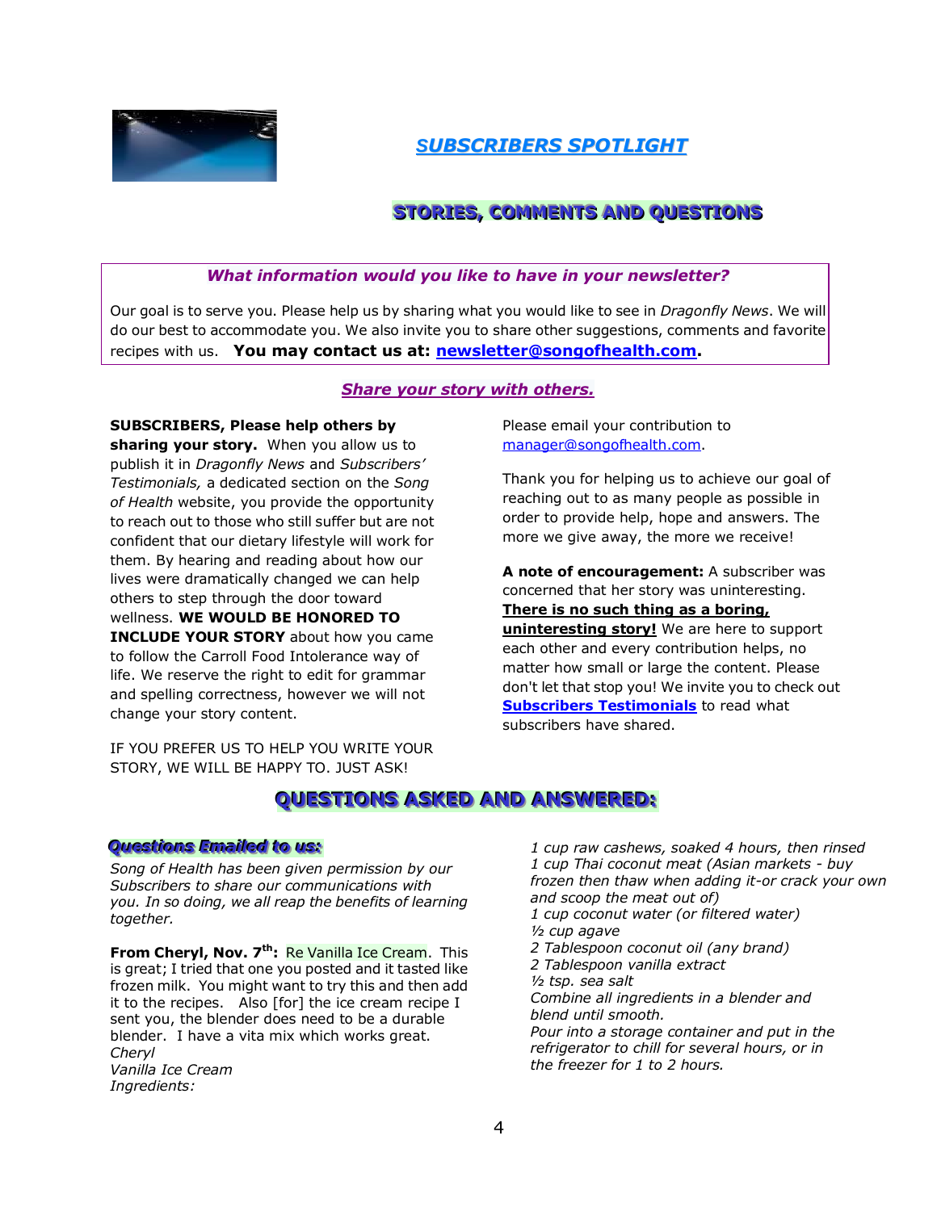# SUBSCRIBERS SPOTLIGHT

## STORIES, COMMENTS AND QUESTIONS

***What information would you like to have in your newsletter?***

Our goal is to serve you. Please help us by sharing what you would like to see in *Dragonfly News*. We will do our best to accommodate you. We also invite you to share other suggestions, comments and favorite recipes with us. **You may contact us at: newsletter@songofhealth.com.**

### *Share your story with others.*

**SUBSCRIBERS, Please help others by sharing your story.** When you allow us to publish it in *Dragonfly News* and *Subscribers' Testimonials,* a dedicated section on the *Song of Health* website, you provide the opportunity to reach out to those who still suffer but are not confident that our dietary lifestyle will work for them. By hearing and reading about how our lives were dramatically changed we can help others to step through the door toward wellness. **WE WOULD BE HONORED TO INCLUDE YOUR STORY** about how you came to follow the Carroll Food Intolerance way of life. We reserve the right to edit for grammar and spelling correctness, however we will not change your story content.

IF YOU PREFER US TO HELP YOU WRITE YOUR STORY, WE WILL BE HAPPY TO. JUST ASK!

Please email your contribution to manager@songofhealth.com.

Thank you for helping us to achieve our goal of reaching out to as many people as possible in order to provide help, hope and answers. The more we give away, the more we receive!

**A note of encouragement:** A subscriber was concerned that her story was uninteresting. **There is no such thing as a boring, uninteresting story!** We are here to support each other and every contribution helps, no matter how small or large the content. Please don't let that stop you! We invite you to check out **Subscribers Testimonials** to read what subscribers have shared.

## QUESTIONS ASKED AND ANSWERED:

### *Questions Emailed to us:*

*Song of Health has been given permission by our Subscribers to share our communications with you. In so doing, we all reap the benefits of learning together.*

**From Cheryl, Nov. 7th:** Re Vanilla Ice Cream. This is great; I tried that one you posted and it tasted like frozen milk. You might want to try this and then add it to the recipes. Also [for] the ice cream recipe I sent you, the blender does need to be a durable blender. I have a vita mix which works great.
*Cheryl*
*Vanilla Ice Cream*
*Ingredients:*
*1 cup raw cashews, soaked 4 hours, then rinsed*
*1 cup Thai coconut meat (Asian markets - buy frozen then thaw when adding it-or crack your own and scoop the meat out of)*
*1 cup coconut water (or filtered water)*
*½ cup agave*
*2 Tablespoon coconut oil (any brand)*
*2 Tablespoon vanilla extract*
*½ tsp. sea salt*
*Combine all ingredients in a blender and blend until smooth.*
*Pour into a storage container and put in the refrigerator to chill for several hours, or in the freezer for 1 to 2 hours.*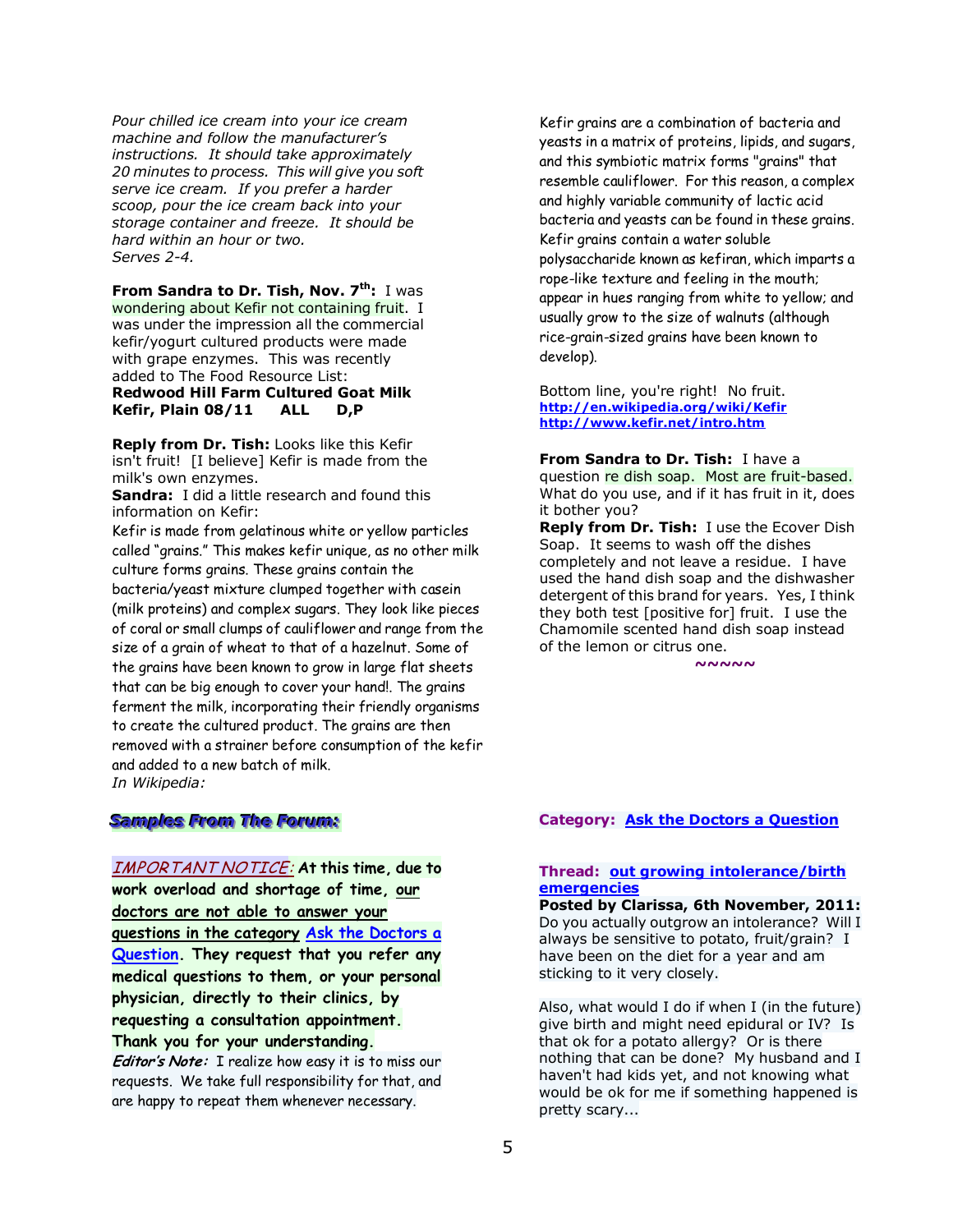*Pour chilled ice cream into your ice cream machine and follow the manufacturer's instructions. It should take approximately 20 minutes to process. This will give you soft serve ice cream. If you prefer a harder scoop, pour the ice cream back into your storage container and freeze. It should be hard within an hour or two.*
*Serves 2-4.*

**From Sandra to Dr. Tish, Nov. 7th:** I was wondering about Kefir not containing fruit. I was under the impression all the commercial kefir/yogurt cultured products were made with grape enzymes. This was recently added to The Food Resource List:
**Redwood Hill Farm Cultured Goat Milk Kefir, Plain 08/11 ALL D,P**

**Reply from Dr. Tish:** Looks like this Kefir isn't fruit! [I believe] Kefir is made from the milk's own enzymes.
**Sandra:** I did a little research and found this information on Kefir:
Kefir is made from gelatinous white or yellow particles called "grains." This makes kefir unique, as no other milk culture forms grains. These grains contain the bacteria/yeast mixture clumped together with casein (milk proteins) and complex sugars. They look like pieces of coral or small clumps of cauliflower and range from the size of a grain of wheat to that of a hazelnut. Some of the grains have been known to grow in large flat sheets that can be big enough to cover your hand!. The grains ferment the milk, incorporating their friendly organisms to create the cultured product. The grains are then removed with a strainer before consumption of the kefir and added to a new batch of milk.
*In Wikipedia:*

Kefir grains are a combination of bacteria and yeasts in a matrix of proteins, lipids, and sugars, and this symbiotic matrix forms "grains" that resemble cauliflower. For this reason, a complex and highly variable community of lactic acid bacteria and yeasts can be found in these grains. Kefir grains contain a water soluble polysaccharide known as kefiran, which imparts a rope-like texture and feeling in the mouth; appear in hues ranging from white to yellow; and usually grow to the size of walnuts (although rice-grain-sized grains have been known to develop).

Bottom line, you're right! No fruit.
**http://en.wikipedia.org/wiki/Kefir**
**http://www.kefir.net/intro.htm**

**From Sandra to Dr. Tish:** I have a question re dish soap. Most are fruit-based. What do you use, and if it has fruit in it, does it bother you?
**Reply from Dr. Tish:** I use the Ecover Dish Soap. It seems to wash off the dishes completely and not leave a residue. I have used the hand dish soap and the dishwasher detergent of this brand for years. Yes, I think they both test [positive for] fruit. I use the Chamomile scented hand dish soap instead of the lemon or citrus one.

~~~~~

## Samples From The Forum:

*IMPORTANT NOTICE:* **At this time, due to work overload and shortage of time, our doctors are not able to answer your questions in the category Ask the Doctors a Question. They request that you refer any medical questions to them, or your personal physician, directly to their clinics, by requesting a consultation appointment. Thank you for your understanding.**
***Editor's Note:*** I realize how easy it is to miss our requests. We take full responsibility for that, and are happy to repeat them whenever necessary.

**Category: Ask the Doctors a Question**

**Thread: out growing intolerance/birth emergencies**
**Posted by Clarissa, 6th November, 2011:**
Do you actually outgrow an intolerance? Will I always be sensitive to potato, fruit/grain? I have been on the diet for a year and am sticking to it very closely.

Also, what would I do if when I (in the future) give birth and might need epidural or IV? Is that ok for a potato allergy? Or is there nothing that can be done? My husband and I haven't had kids yet, and not knowing what would be ok for me if something happened is pretty scary...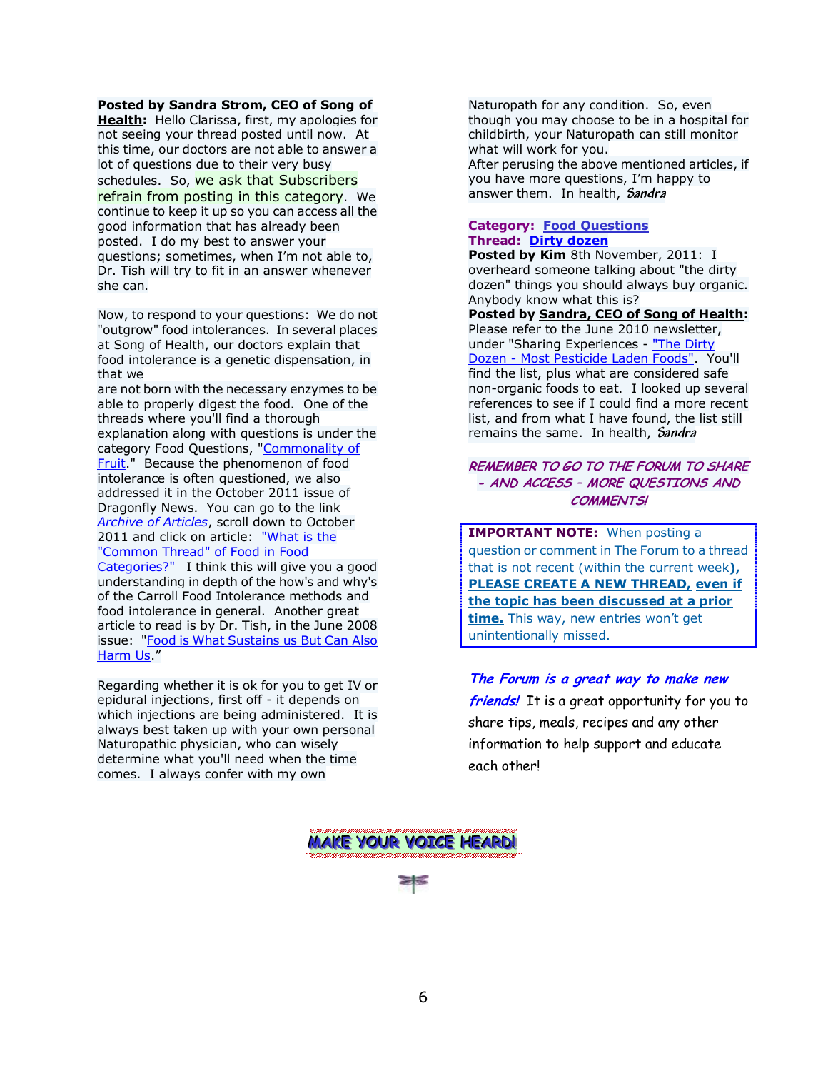**Posted by Sandra Strom, CEO of Song of Health:** Hello Clarissa, first, my apologies for not seeing your thread posted until now. At this time, our doctors are not able to answer a lot of questions due to their very busy schedules. So, we ask that Subscribers refrain from posting in this category. We continue to keep it up so you can access all the good information that has already been posted. I do my best to answer your questions; sometimes, when I'm not able to, Dr. Tish will try to fit in an answer whenever she can.

Now, to respond to your questions: We do not "outgrow" food intolerances. In several places at Song of Health, our doctors explain that food intolerance is a genetic dispensation, in that we are not born with the necessary enzymes to be able to properly digest the food. One of the threads where you'll find a thorough explanation along with questions is under the category Food Questions, "Commonality of Fruit." Because the phenomenon of food intolerance is often questioned, we also addressed it in the October 2011 issue of Dragonfly News. You can go to the link *Archive of Articles*, scroll down to October 2011 and click on article: "What is the "Common Thread" of Food in Food Categories?" I think this will give you a good understanding in depth of the how's and why's of the Carroll Food Intolerance methods and food intolerance in general. Another great article to read is by Dr. Tish, in the June 2008 issue: "Food is What Sustains us But Can Also Harm Us."

Regarding whether it is ok for you to get IV or epidural injections, first off - it depends on which injections are being administered. It is always best taken up with your own personal Naturopathic physician, who can wisely determine what you'll need when the time comes. I always confer with my own Naturopath for any condition. So, even though you may choose to be in a hospital for childbirth, your Naturopath can still monitor what will work for you.
After perusing the above mentioned articles, if you have more questions, I'm happy to answer them. In health, *Sandra*

**Category: Food Questions**
**Thread: Dirty dozen**
**Posted by Kim** 8th November, 2011: I overheard someone talking about "the dirty dozen" things you should always buy organic. Anybody know what this is?
**Posted by Sandra, CEO of Song of Health:** Please refer to the June 2010 newsletter, under "Sharing Experiences - "The Dirty Dozen - Most Pesticide Laden Foods". You'll find the list, plus what are considered safe non-organic foods to eat. I looked up several references to see if I could find a more recent list, and from what I have found, the list still remains the same. In health, *Sandra*

***REMEMBER TO GO TO THE FORUM TO SHARE - AND ACCESS - MORE QUESTIONS AND COMMENTS!***

**IMPORTANT NOTE:** When posting a question or comment in The Forum to a thread that is not recent (within the current week**), PLEASE CREATE A NEW THREAD, even if the topic has been discussed at a prior time.** This way, new entries won't get unintentionally missed.

***The Forum is a great way to make new friends!*** It is a great opportunity for you to share tips, meals, recipes and any other information to help support and educate each other!

**MAKE YOUR VOICE HEARD!**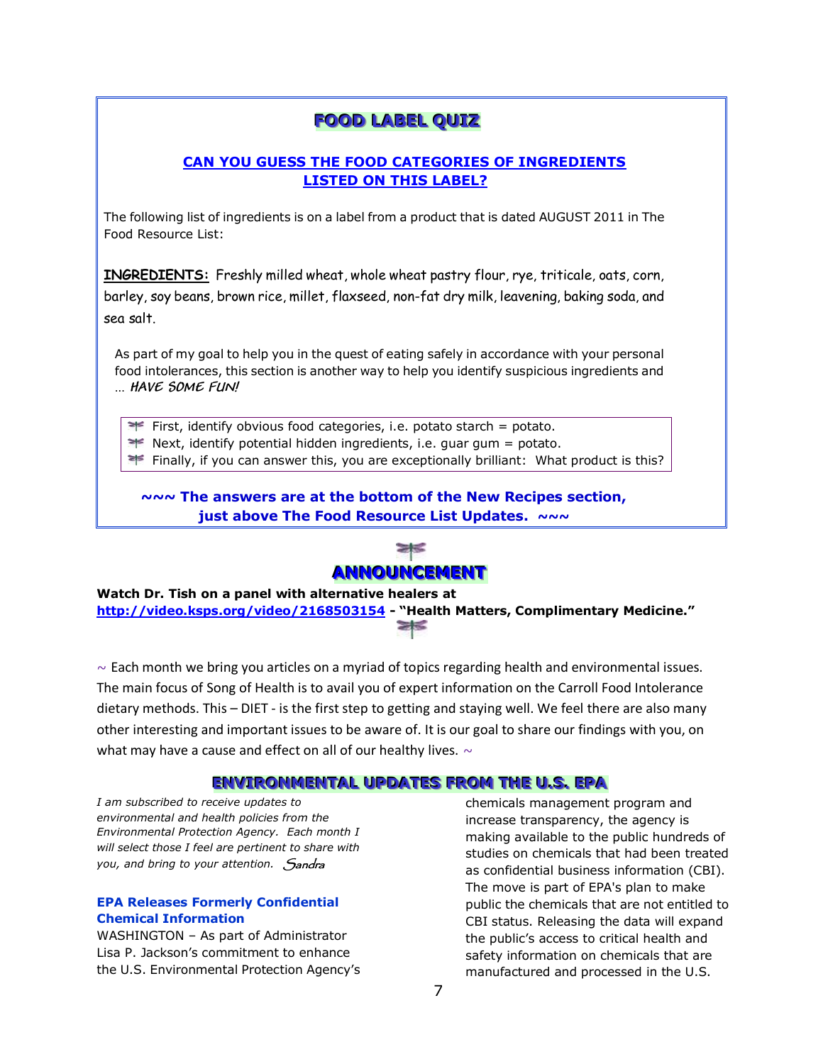## FOOD LABEL QUIZ

### CAN YOU GUESS THE FOOD CATEGORIES OF INGREDIENTS LISTED ON THIS LABEL?

The following list of ingredients is on a label from a product that is dated AUGUST 2011 in The Food Resource List:

**INGREDIENTS:** Freshly milled wheat, whole wheat pastry flour, rye, triticale, oats, corn, barley, soy beans, brown rice, millet, flaxseed, non-fat dry milk, leavening, baking soda, and sea salt.

As part of my goal to help you in the quest of eating safely in accordance with your personal food intolerances, this section is another way to help you identify suspicious ingredients and … ***HAVE SOME FUN!***

- First, identify obvious food categories, i.e. potato starch = potato.
- Next, identify potential hidden ingredients, i.e. guar gum = potato.
- Finally, if you can answer this, you are exceptionally brilliant: What product is this?

**~~~ The answers are at the bottom of the New Recipes section, just above The Food Resource List Updates. ~~~**

## ANNOUNCEMENT

**Watch Dr. Tish on a panel with alternative healers at http://video.ksps.org/video/2168503154 - "Health Matters, Complimentary Medicine."**

~ Each month we bring you articles on a myriad of topics regarding health and environmental issues. The main focus of Song of Health is to avail you of expert information on the Carroll Food Intolerance dietary methods. This – DIET - is the first step to getting and staying well. We feel there are also many other interesting and important issues to be aware of. It is our goal to share our findings with you, on what may have a cause and effect on all of our healthy lives. ~

## ENVIRONMENTAL UPDATES FROM THE U.S. EPA

*I am subscribed to receive updates to environmental and health policies from the Environmental Protection Agency. Each month I will select those I feel are pertinent to share with you, and bring to your attention. Sandra*

### EPA Releases Formerly Confidential Chemical Information

WASHINGTON – As part of Administrator Lisa P. Jackson's commitment to enhance the U.S. Environmental Protection Agency's chemicals management program and increase transparency, the agency is making available to the public hundreds of studies on chemicals that had been treated as confidential business information (CBI). The move is part of EPA's plan to make public the chemicals that are not entitled to CBI status. Releasing the data will expand the public's access to critical health and safety information on chemicals that are manufactured and processed in the U.S.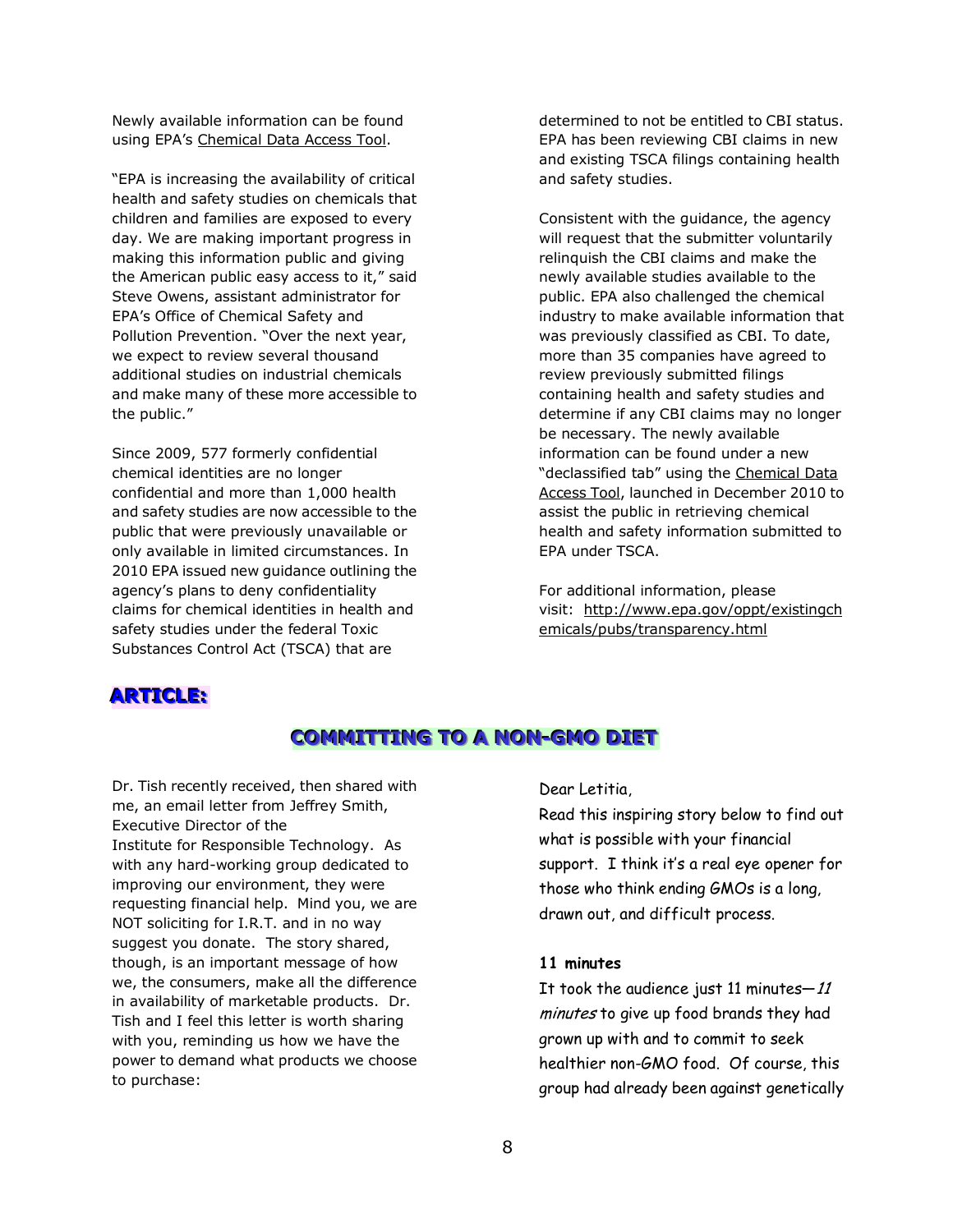Newly available information can be found using EPA's Chemical Data Access Tool.

"EPA is increasing the availability of critical health and safety studies on chemicals that children and families are exposed to every day. We are making important progress in making this information public and giving the American public easy access to it," said Steve Owens, assistant administrator for EPA's Office of Chemical Safety and Pollution Prevention. "Over the next year, we expect to review several thousand additional studies on industrial chemicals and make many of these more accessible to the public."

Since 2009, 577 formerly confidential chemical identities are no longer confidential and more than 1,000 health and safety studies are now accessible to the public that were previously unavailable or only available in limited circumstances. In 2010 EPA issued new guidance outlining the agency's plans to deny confidentiality claims for chemical identities in health and safety studies under the federal Toxic Substances Control Act (TSCA) that are determined to not be entitled to CBI status. EPA has been reviewing CBI claims in new and existing TSCA filings containing health and safety studies.

Consistent with the guidance, the agency will request that the submitter voluntarily relinquish the CBI claims and make the newly available studies available to the public. EPA also challenged the chemical industry to make available information that was previously classified as CBI. To date, more than 35 companies have agreed to review previously submitted filings containing health and safety studies and determine if any CBI claims may no longer be necessary. The newly available information can be found under a new "declassified tab" using the Chemical Data Access Tool, launched in December 2010 to assist the public in retrieving chemical health and safety information submitted to EPA under TSCA.

For additional information, please visit: http://www.epa.gov/oppt/existingchemicals/pubs/transparency.html

## ARTICLE:

## COMMITTING TO A NON-GMO DIET

Dr. Tish recently received, then shared with me, an email letter from Jeffrey Smith, Executive Director of the Institute for Responsible Technology. As with any hard-working group dedicated to improving our environment, they were requesting financial help. Mind you, we are NOT soliciting for I.R.T. and in no way suggest you donate. The story shared, though, is an important message of how we, the consumers, make all the difference in availability of marketable products. Dr. Tish and I feel this letter is worth sharing with you, reminding us how we have the power to demand what products we choose to purchase:

Dear Letitia,

Read this inspiring story below to find out what is possible with your financial support. I think it's a real eye opener for those who think ending GMOs is a long, drawn out, and difficult process.

**11 minutes**

It took the audience just 11 minutes—*11 minutes* to give up food brands they had grown up with and to commit to seek healthier non-GMO food. Of course, this group had already been against genetically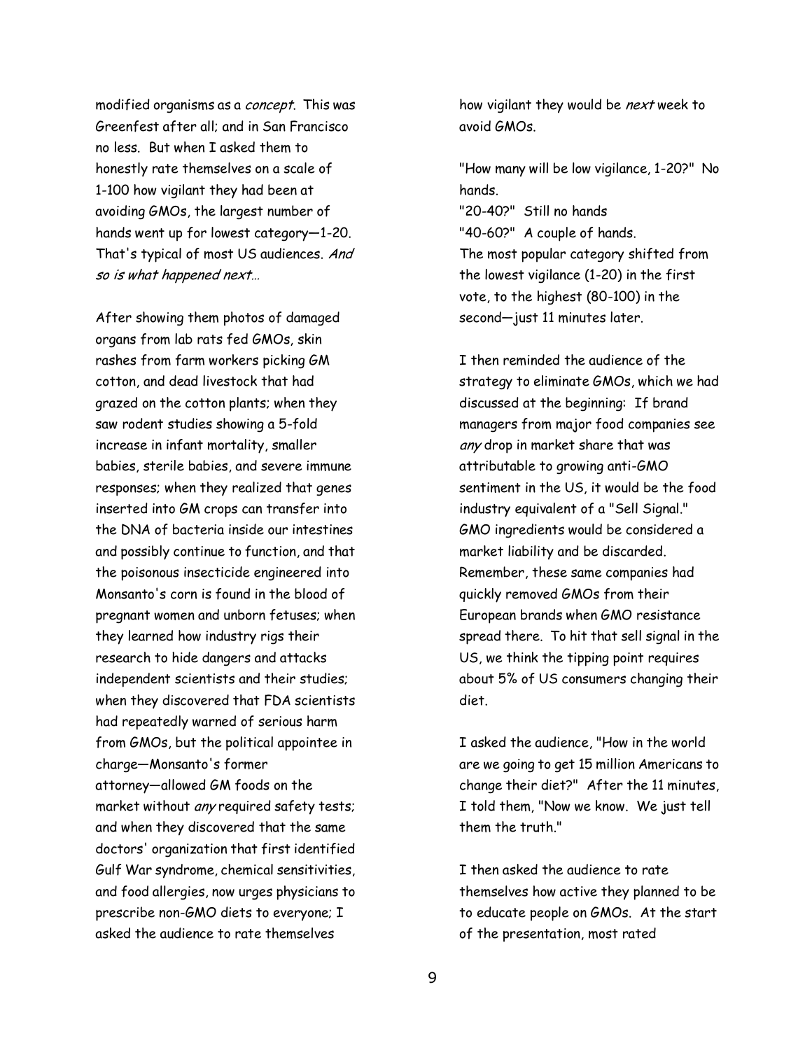modified organisms as a *concept*. This was Greenfest after all; and in San Francisco no less. But when I asked them to honestly rate themselves on a scale of 1-100 how vigilant they had been at avoiding GMOs, the largest number of hands went up for lowest category—1-20. That's typical of most US audiences. *And so is what happened next…*

After showing them photos of damaged organs from lab rats fed GMOs, skin rashes from farm workers picking GM cotton, and dead livestock that had grazed on the cotton plants; when they saw rodent studies showing a 5-fold increase in infant mortality, smaller babies, sterile babies, and severe immune responses; when they realized that genes inserted into GM crops can transfer into the DNA of bacteria inside our intestines and possibly continue to function, and that the poisonous insecticide engineered into Monsanto's corn is found in the blood of pregnant women and unborn fetuses; when they learned how industry rigs their research to hide dangers and attacks independent scientists and their studies; when they discovered that FDA scientists had repeatedly warned of serious harm from GMOs, but the political appointee in charge—Monsanto's former attorney—allowed GM foods on the market without *any* required safety tests; and when they discovered that the same doctors' organization that first identified Gulf War syndrome, chemical sensitivities, and food allergies, now urges physicians to prescribe non-GMO diets to everyone; I asked the audience to rate themselves how vigilant they would be *next* week to avoid GMOs.

"How many will be low vigilance, 1-20?" No hands.
"20-40?" Still no hands
"40-60?" A couple of hands.
The most popular category shifted from the lowest vigilance (1-20) in the first vote, to the highest (80-100) in the second—just 11 minutes later.

I then reminded the audience of the strategy to eliminate GMOs, which we had discussed at the beginning: If brand managers from major food companies see *any* drop in market share that was attributable to growing anti-GMO sentiment in the US, it would be the food industry equivalent of a "Sell Signal." GMO ingredients would be considered a market liability and be discarded. Remember, these same companies had quickly removed GMOs from their European brands when GMO resistance spread there. To hit that sell signal in the US, we think the tipping point requires about 5% of US consumers changing their diet.

I asked the audience, "How in the world are we going to get 15 million Americans to change their diet?" After the 11 minutes, I told them, "Now we know. We just tell them the truth."

I then asked the audience to rate themselves how active they planned to be to educate people on GMOs. At the start of the presentation, most rated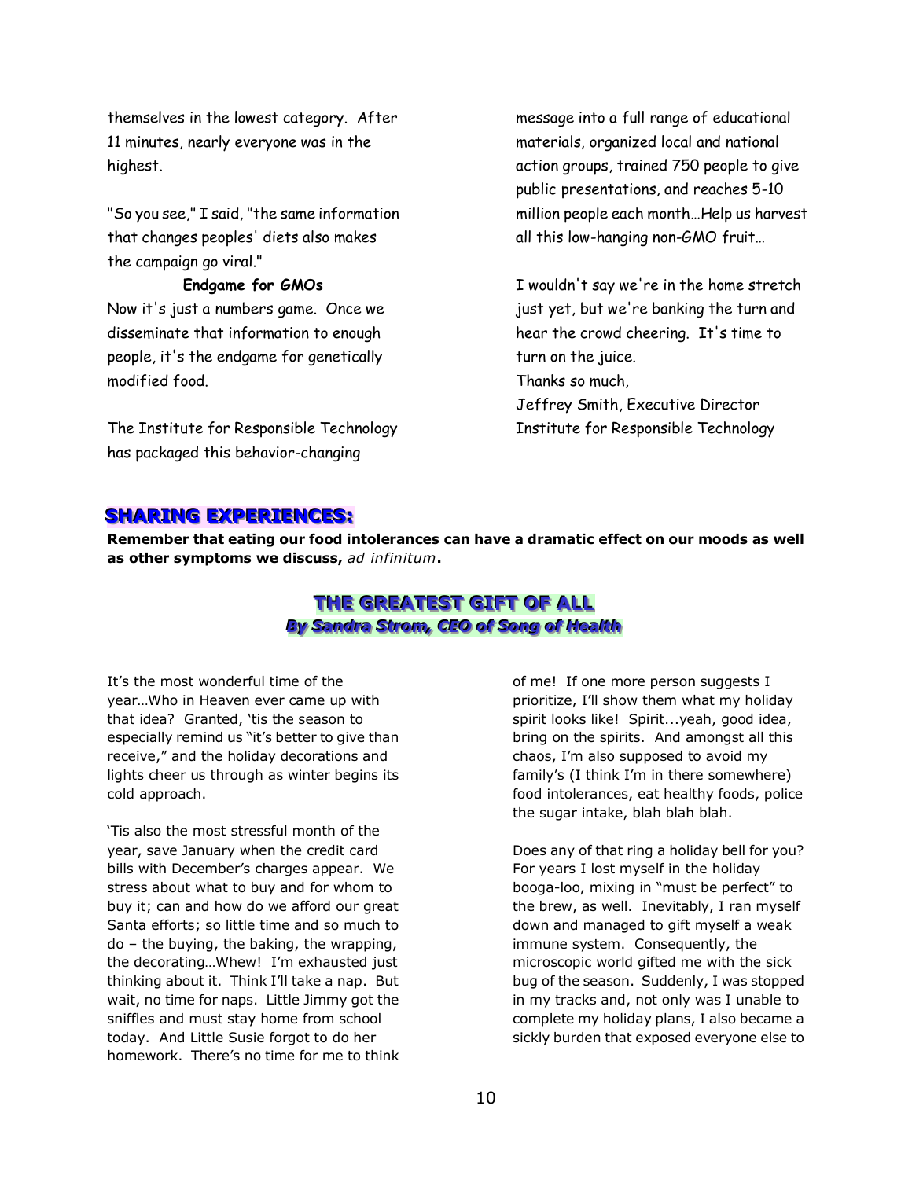themselves in the lowest category. After 11 minutes, nearly everyone was in the highest.

"So you see," I said, "the same information that changes peoples' diets also makes the campaign go viral."

**Endgame for GMOs**

Now it's just a numbers game. Once we disseminate that information to enough people, it's the endgame for genetically modified food.

The Institute for Responsible Technology has packaged this behavior-changing message into a full range of educational materials, organized local and national action groups, trained 750 people to give public presentations, and reaches 5-10 million people each month…Help us harvest all this low-hanging non-GMO fruit…

I wouldn't say we're in the home stretch just yet, but we're banking the turn and hear the crowd cheering. It's time to turn on the juice.

Thanks so much,
Jeffrey Smith, Executive Director
Institute for Responsible Technology

## SHARING EXPERIENCES:

**Remember that eating our food intolerances can have a dramatic effect on our moods as well as other symptoms we discuss,** ***ad infinitum*****.**

## THE GREATEST GIFT OF ALL

***By Sandra Strom, CEO of Song of Health***

It's the most wonderful time of the year…Who in Heaven ever came up with that idea? Granted, 'tis the season to especially remind us "it's better to give than receive," and the holiday decorations and lights cheer us through as winter begins its cold approach.

'Tis also the most stressful month of the year, save January when the credit card bills with December's charges appear. We stress about what to buy and for whom to buy it; can and how do we afford our great Santa efforts; so little time and so much to do – the buying, the baking, the wrapping, the decorating…Whew! I'm exhausted just thinking about it. Think I'll take a nap. But wait, no time for naps. Little Jimmy got the sniffles and must stay home from school today. And Little Susie forgot to do her homework. There's no time for me to think of me! If one more person suggests I prioritize, I'll show them what my holiday spirit looks like! Spirit...yeah, good idea, bring on the spirits. And amongst all this chaos, I'm also supposed to avoid my family's (I think I'm in there somewhere) food intolerances, eat healthy foods, police the sugar intake, blah blah blah.

Does any of that ring a holiday bell for you? For years I lost myself in the holiday booga-loo, mixing in "must be perfect" to the brew, as well. Inevitably, I ran myself down and managed to gift myself a weak immune system. Consequently, the microscopic world gifted me with the sick bug of the season. Suddenly, I was stopped in my tracks and, not only was I unable to complete my holiday plans, I also became a sickly burden that exposed everyone else to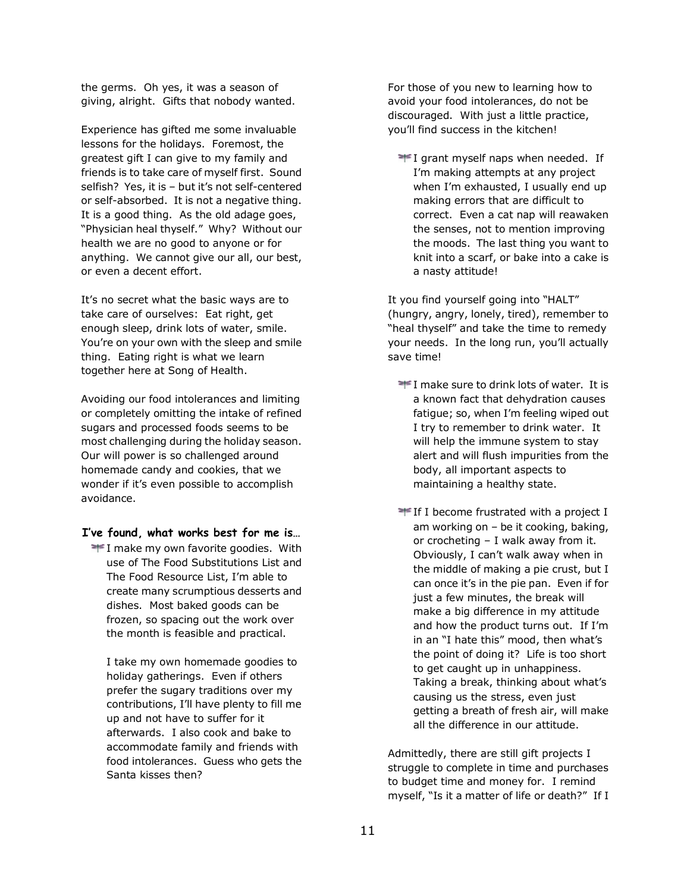the germs. Oh yes, it was a season of giving, alright. Gifts that nobody wanted.

Experience has gifted me some invaluable lessons for the holidays. Foremost, the greatest gift I can give to my family and friends is to take care of myself first. Sound selfish? Yes, it is – but it's not self-centered or self-absorbed. It is not a negative thing. It is a good thing. As the old adage goes, "Physician heal thyself." Why? Without our health we are no good to anyone or for anything. We cannot give our all, our best, or even a decent effort.

It's no secret what the basic ways are to take care of ourselves: Eat right, get enough sleep, drink lots of water, smile. You're on your own with the sleep and smile thing. Eating right is what we learn together here at Song of Health.

Avoiding our food intolerances and limiting or completely omitting the intake of refined sugars and processed foods seems to be most challenging during the holiday season. Our will power is so challenged around homemade candy and cookies, that we wonder if it's even possible to accomplish avoidance.

**I've found, what works best for me is…**

- I make my own favorite goodies. With use of The Food Substitutions List and The Food Resource List, I'm able to create many scrumptious desserts and dishes. Most baked goods can be frozen, so spacing out the work over the month is feasible and practical.

  I take my own homemade goodies to holiday gatherings. Even if others prefer the sugary traditions over my contributions, I'll have plenty to fill me up and not have to suffer for it afterwards. I also cook and bake to accommodate family and friends with food intolerances. Guess who gets the Santa kisses then?

For those of you new to learning how to avoid your food intolerances, do not be discouraged. With just a little practice, you'll find success in the kitchen!

- I grant myself naps when needed. If I'm making attempts at any project when I'm exhausted, I usually end up making errors that are difficult to correct. Even a cat nap will reawaken the senses, not to mention improving the moods. The last thing you want to knit into a scarf, or bake into a cake is a nasty attitude!

It you find yourself going into "HALT" (hungry, angry, lonely, tired), remember to "heal thyself" and take the time to remedy your needs. In the long run, you'll actually save time!

- I make sure to drink lots of water. It is a known fact that dehydration causes fatigue; so, when I'm feeling wiped out I try to remember to drink water. It will help the immune system to stay alert and will flush impurities from the body, all important aspects to maintaining a healthy state.

- If I become frustrated with a project I am working on – be it cooking, baking, or crocheting – I walk away from it. Obviously, I can't walk away when in the middle of making a pie crust, but I can once it's in the pie pan. Even if for just a few minutes, the break will make a big difference in my attitude and how the product turns out. If I'm in an "I hate this" mood, then what's the point of doing it? Life is too short to get caught up in unhappiness. Taking a break, thinking about what's causing us the stress, even just getting a breath of fresh air, will make all the difference in our attitude.

Admittedly, there are still gift projects I struggle to complete in time and purchases to budget time and money for. I remind myself, "Is it a matter of life or death?" If I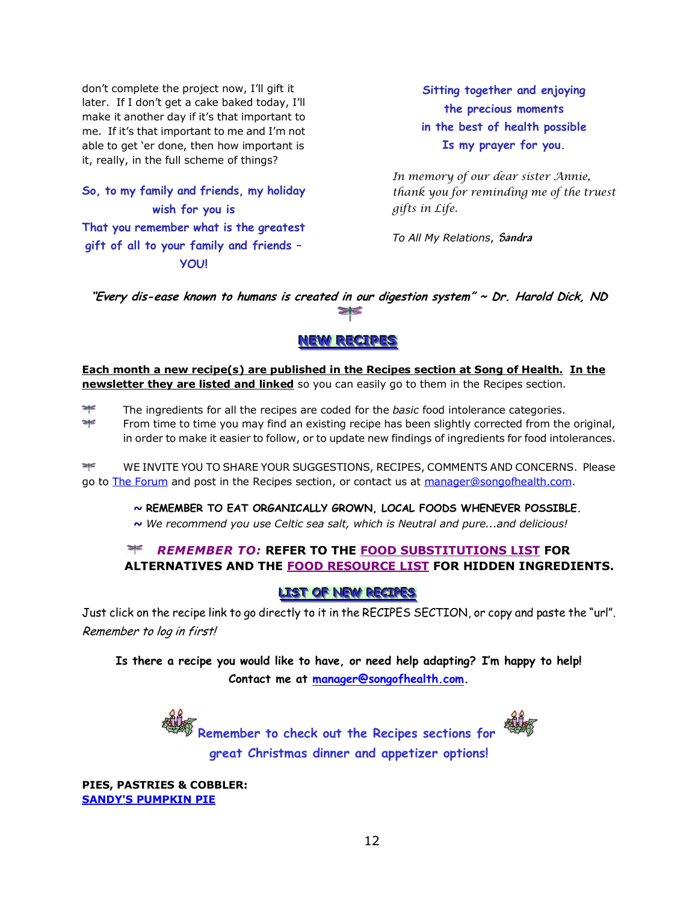don't complete the project now, I'll gift it later. If I don't get a cake baked today, I'll make it another day if it's that important to me. If it's that important to me and I'm not able to get 'er done, then how important is it, really, in the full scheme of things?

**So, to my family and friends, my holiday wish for you is**
**That you remember what is the greatest gift of all to your family and friends – YOU!**

**Sitting together and enjoying**
**the precious moments**
**in the best of health possible**
**Is my prayer for you.**

*In memory of our dear sister Annie, thank you for reminding me of the truest gifts in Life.*

*To All My Relations*, **Sandra**

***"Every dis-ease known to humans is created in our digestion system" ~ Dr. Harold Dick, ND***

## NEW RECIPES

**Each month a new recipe(s) are published in the Recipes section at Song of Health. In the newsletter they are listed and linked** so you can easily go to them in the Recipes section.

- The ingredients for all the recipes are coded for the *basic* food intolerance categories.
- From time to time you may find an existing recipe has been slightly corrected from the original, in order to make it easier to follow, or to update new findings of ingredients for food intolerances.

WE INVITE YOU TO SHARE YOUR SUGGESTIONS, RECIPES, COMMENTS AND CONCERNS. Please go to The Forum and post in the Recipes section, or contact us at manager@songofhealth.com.

~ **REMEMBER TO EAT ORGANICALLY GROWN, LOCAL FOODS WHENEVER POSSIBLE.**
~ *We recommend you use Celtic sea salt, which is Neutral and pure...and delicious!*

***REMEMBER TO:*** **REFER TO THE FOOD SUBSTITUTIONS LIST FOR ALTERNATIVES AND THE FOOD RESOURCE LIST FOR HIDDEN INGREDIENTS.**

## LIST OF NEW RECIPES

Just click on the recipe link to go directly to it in the RECIPES SECTION, or copy and paste the "url". *Remember to log in first!*

**Is there a recipe you would like to have, or need help adapting? I'm happy to help! Contact me at manager@songofhealth.com.**

**Remember to check out the Recipes sections for great Christmas dinner and appetizer options!**

**PIES, PASTRIES & COBBLER:**
**SANDY'S PUMPKIN PIE**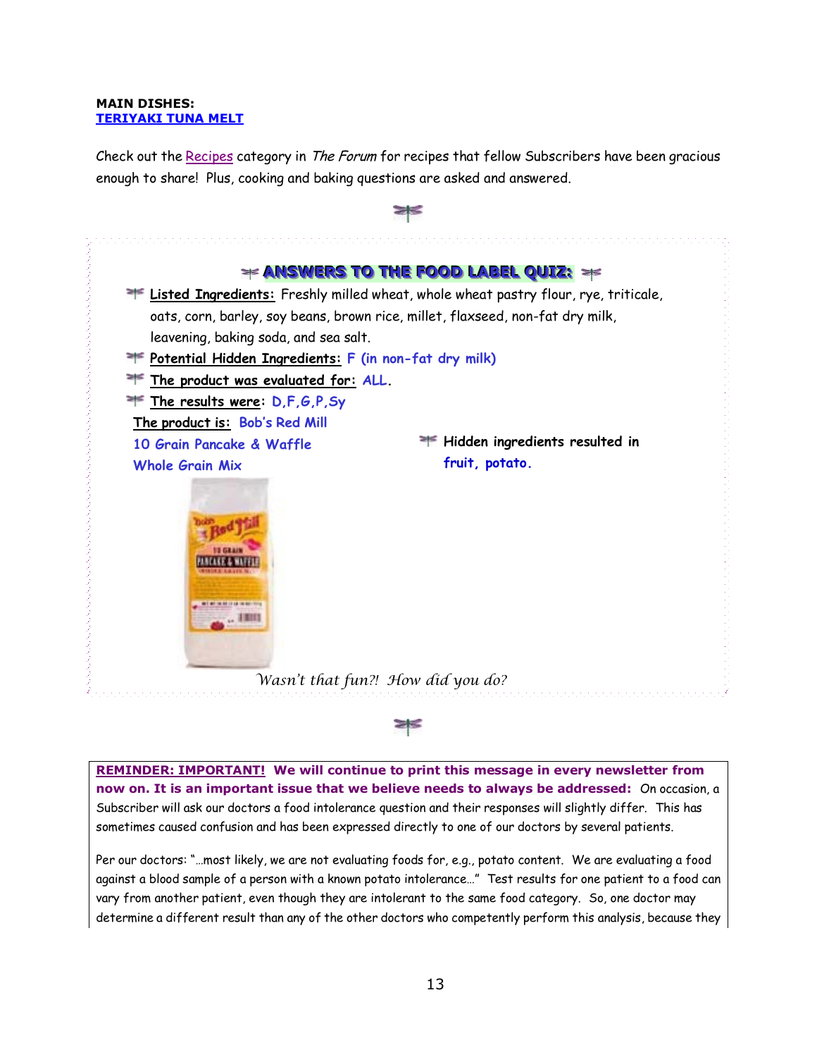**MAIN DISHES:**
**TERIYAKI TUNA MELT**

Check out the Recipes category in *The Forum* for recipes that fellow Subscribers have been gracious enough to share! Plus, cooking and baking questions are asked and answered.

## ANSWERS TO THE FOOD LABEL QUIZ:

- Listed Ingredients: Freshly milled wheat, whole wheat pastry flour, rye, triticale, oats, corn, barley, soy beans, brown rice, millet, flaxseed, non-fat dry milk, leavening, baking soda, and sea salt.
- Potential Hidden Ingredients: **F (in non-fat dry milk)**
- The product was evaluated for: **ALL**.
- The results were: **D,F,G,P,Sy**

The product is: **Bob's Red Mill 10 Grain Pancake & Waffle Whole Grain Mix**

- **Hidden ingredients resulted in fruit, potato.**

*Wasn't that fun?! How did you do?*

**REMINDER: IMPORTANT! We will continue to print this message in every newsletter from now on. It is an important issue that we believe needs to always be addressed:** On occasion, a Subscriber will ask our doctors a food intolerance question and their responses will slightly differ. This has sometimes caused confusion and has been expressed directly to one of our doctors by several patients.

Per our doctors: "…most likely, we are not evaluating foods for, e.g., potato content. We are evaluating a food against a blood sample of a person with a known potato intolerance…" Test results for one patient to a food can vary from another patient, even though they are intolerant to the same food category. So, one doctor may determine a different result than any of the other doctors who competently perform this analysis, because they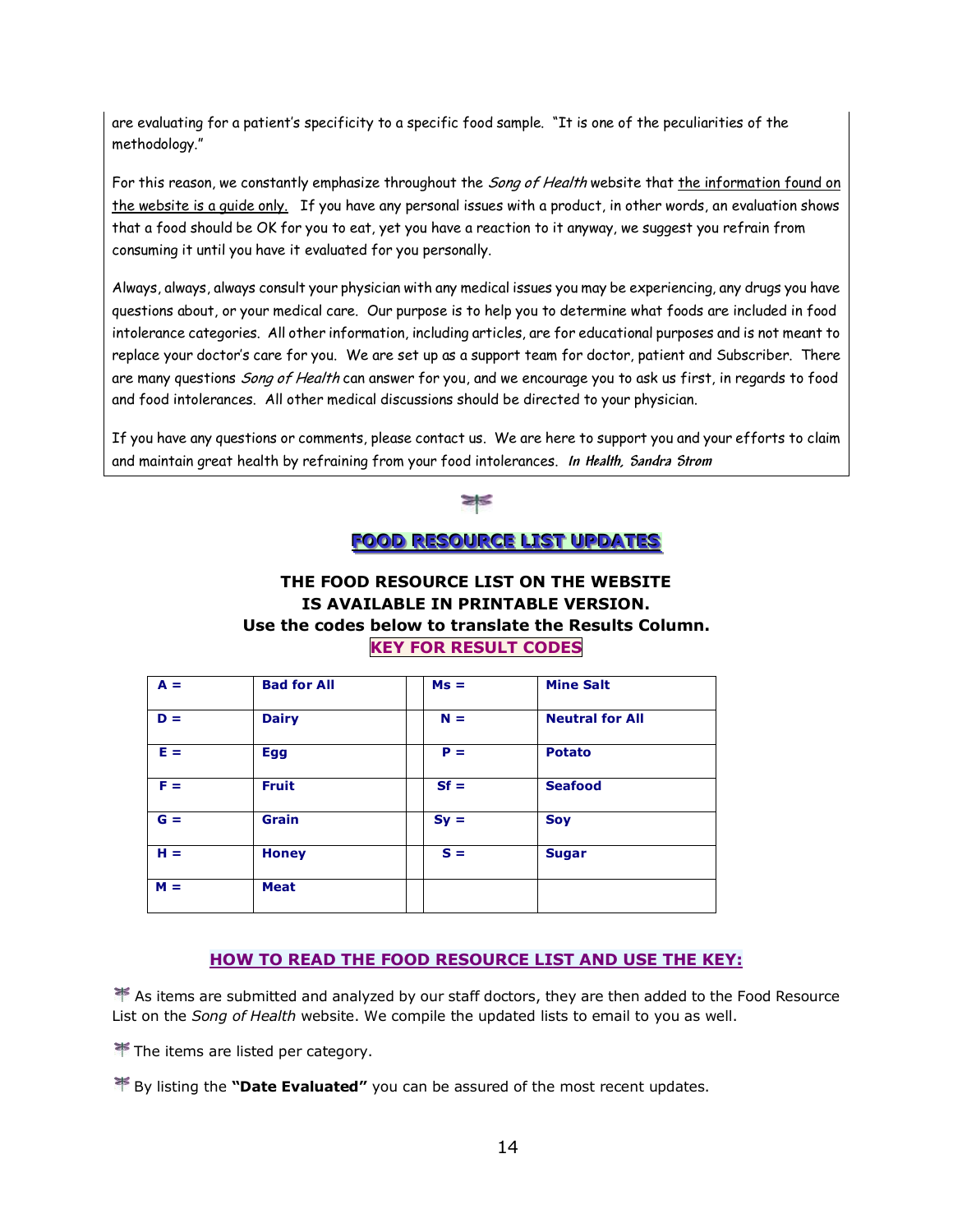are evaluating for a patient's specificity to a specific food sample. "It is one of the peculiarities of the methodology."

For this reason, we constantly emphasize throughout the *Song of Health* website that the information found on the website is a guide only. If you have any personal issues with a product, in other words, an evaluation shows that a food should be OK for you to eat, yet you have a reaction to it anyway, we suggest you refrain from consuming it until you have it evaluated for you personally.

Always, always, always consult your physician with any medical issues you may be experiencing, any drugs you have questions about, or your medical care. Our purpose is to help you to determine what foods are included in food intolerance categories. All other information, including articles, are for educational purposes and is not meant to replace your doctor's care for you. We are set up as a support team for doctor, patient and Subscriber. There are many questions *Song of Health* can answer for you, and we encourage you to ask us first, in regards to food and food intolerances. All other medical discussions should be directed to your physician.

If you have any questions or comments, please contact us. We are here to support you and your efforts to claim and maintain great health by refraining from your food intolerances. *In Health, Sandra Strom*

## FOOD RESOURCE LIST UPDATES

**THE FOOD RESOURCE LIST ON THE WEBSITE IS AVAILABLE IN PRINTABLE VERSION.**
**Use the codes below to translate the Results Column.**

**KEY FOR RESULT CODES**

| | | | | |
|---|---|---|---|---|
| **A =** | **Bad for All** | | **Ms =** | **Mine Salt** |
| **D =** | **Dairy** | | **N =** | **Neutral for All** |
| **E =** | **Egg** | | **P =** | **Potato** |
| **F =** | **Fruit** | | **Sf =** | **Seafood** |
| **G =** | **Grain** | | **Sy =** | **Soy** |
| **H =** | **Honey** | | **S =** | **Sugar** |
| **M =** | **Meat** | | | |

### HOW TO READ THE FOOD RESOURCE LIST AND USE THE KEY:

- As items are submitted and analyzed by our staff doctors, they are then added to the Food Resource List on the *Song of Health* website. We compile the updated lists to email to you as well.
- The items are listed per category.
- By listing the **"Date Evaluated"** you can be assured of the most recent updates.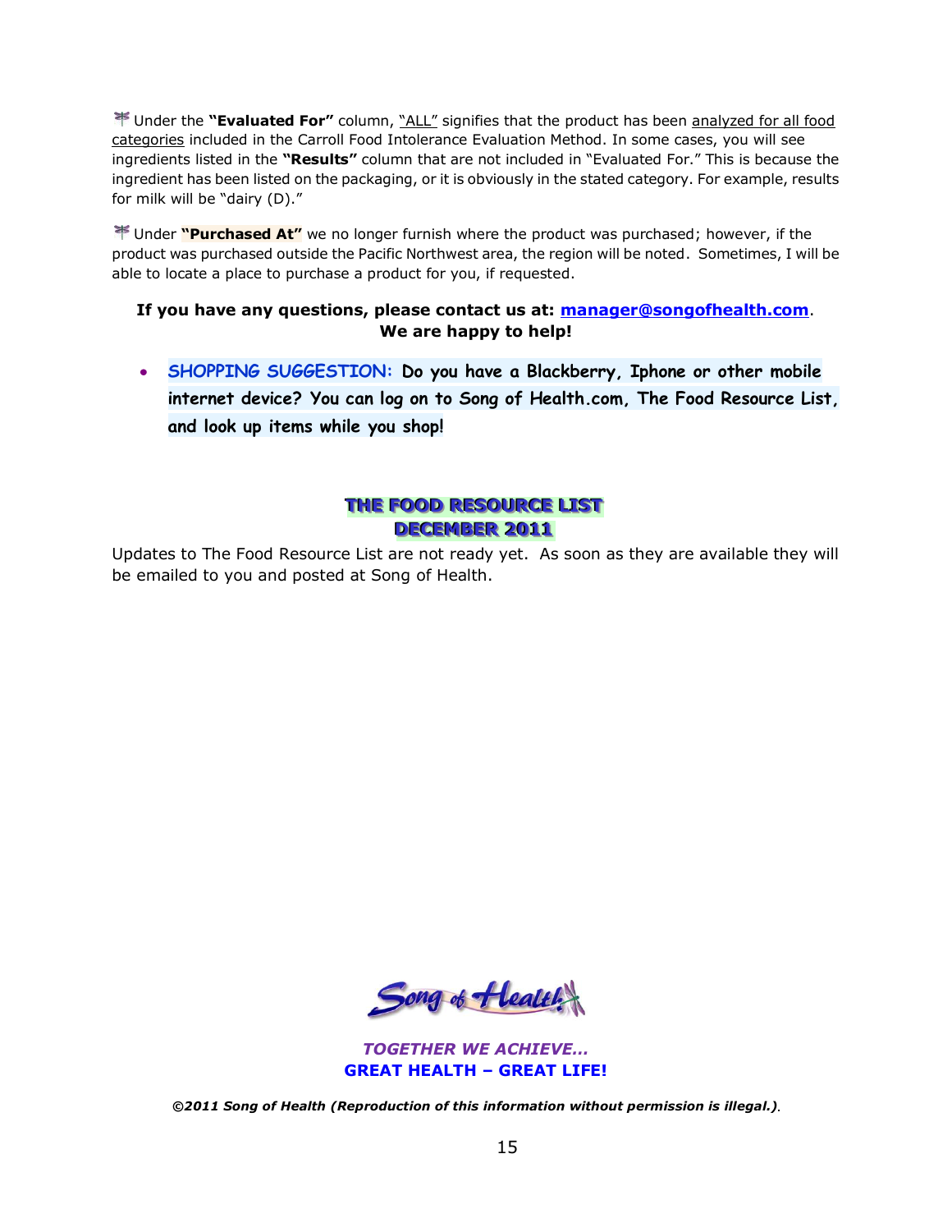Under the **"Evaluated For"** column, "ALL" signifies that the product has been analyzed for all food categories included in the Carroll Food Intolerance Evaluation Method. In some cases, you will see ingredients listed in the **"Results"** column that are not included in "Evaluated For." This is because the ingredient has been listed on the packaging, or it is obviously in the stated category. For example, results for milk will be "dairy (D)."

Under **"Purchased At"** we no longer furnish where the product was purchased; however, if the product was purchased outside the Pacific Northwest area, the region will be noted. Sometimes, I will be able to locate a place to purchase a product for you, if requested.

**If you have any questions, please contact us at: [manager@songofhealth.com](mailto:manager@songofhealth.com).**
**We are happy to help!**

- **SHOPPING SUGGESTION: Do you have a Blackberry, Iphone or other mobile internet device? You can log on to Song of Health.com, The Food Resource List, and look up items while you shop!**

## THE FOOD RESOURCE LIST
## DECEMBER 2011

Updates to The Food Resource List are not ready yet. As soon as they are available they will be emailed to you and posted at Song of Health.

Song of Health

*TOGETHER WE ACHIEVE…*
**GREAT HEALTH – GREAT LIFE!**

***©2011 Song of Health (Reproduction of this information without permission is illegal.)***.